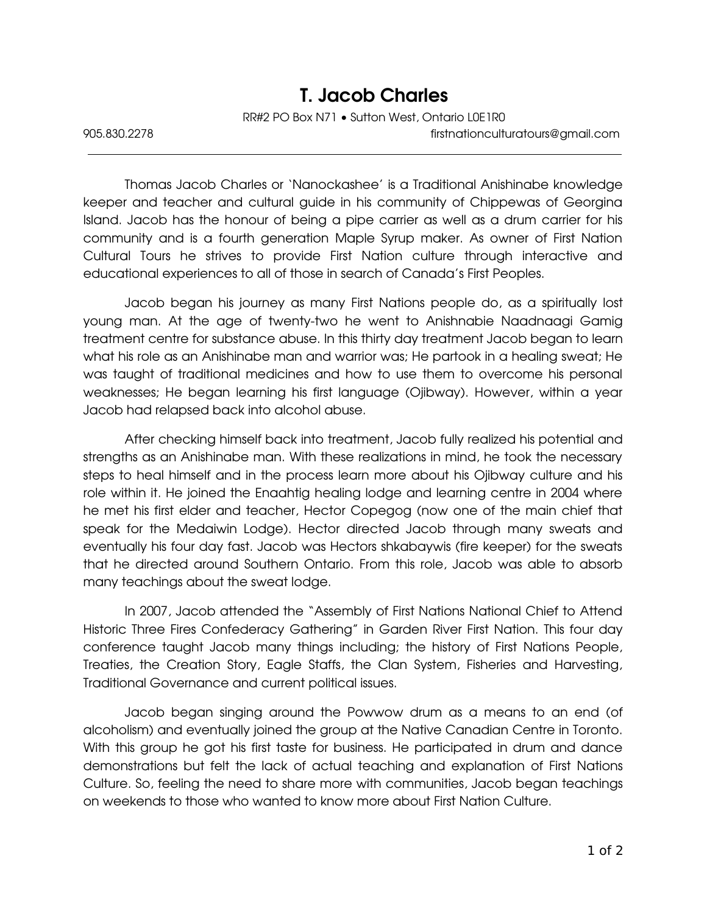# T. Jacob Charles

RR#2 PO Box N71 • Sutton West, Ontario L0E1R0

905.830.2278 firstnationculturatours@gmail.com

---

Thomas Jacob Charles or 'Nanockashee' is a Traditional Anishinabe knowledge keeper and teacher and cultural guide in his community of Chippewas of Georgina Island. Jacob has the honour of being a pipe carrier as well as a drum carrier for his community and is a fourth generation Maple Syrup maker. As owner of First Nation Cultural Tours he strives to provide First Nation culture through interactive and educational experiences to all of those in search of Canada's First Peoples.

Jacob began his journey as many First Nations people do, as a spiritually lost young man. At the age of twenty-two he went to Anishnabie Naadnaagi Gamig treatment centre for substance abuse. In this thirty day treatment Jacob began to learn what his role as an Anishinabe man and warrior was; He partook in a healing sweat; He was taught of traditional medicines and how to use them to overcome his personal weaknesses; He began learning his first language (Ojibway). However, within a year Jacob had relapsed back into alcohol abuse.

After checking himself back into treatment, Jacob fully realized his potential and strengths as an Anishinabe man. With these realizations in mind, he took the necessary steps to heal himself and in the process learn more about his Ojibway culture and his role within it. He joined the Enaahtig healing lodge and learning centre in 2004 where he met his first elder and teacher, Hector Copegog (now one of the main chief that speak for the Medaiwin Lodge). Hector directed Jacob through many sweats and eventually his four day fast. Jacob was Hectors shkabaywis (fire keeper) for the sweats that he directed around Southern Ontario. From this role, Jacob was able to absorb many teachings about the sweat lodge.

In 2007, Jacob attended the "Assembly of First Nations National Chief to Attend Historic Three Fires Confederacy Gathering" in Garden River First Nation. This four day conference taught Jacob many things including; the history of First Nations People, Treaties, the Creation Story, Eagle Staffs, the Clan System, Fisheries and Harvesting, Traditional Governance and current political issues.

Jacob began singing around the Powwow drum as a means to an end (of alcoholism) and eventually joined the group at the Native Canadian Centre in Toronto. With this group he got his first taste for business. He participated in drum and dance demonstrations but felt the lack of actual teaching and explanation of First Nations Culture. So, feeling the need to share more with communities, Jacob began teachings on weekends to those who wanted to know more about First Nation Culture.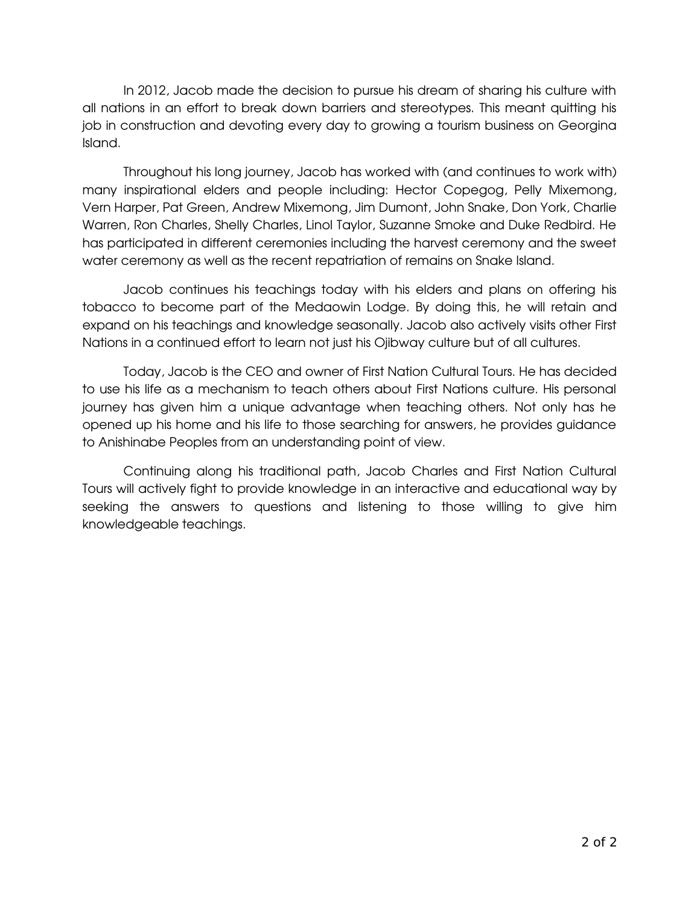In 2012, Jacob made the decision to pursue his dream of sharing his culture with all nations in an effort to break down barriers and stereotypes. This meant quitting his job in construction and devoting every day to growing a tourism business on Georgina Island.

Throughout his long journey, Jacob has worked with (and continues to work with) many inspirational elders and people including: Hector Copegog, Pelly Mixemong, Vern Harper, Pat Green, Andrew Mixemong, Jim Dumont, John Snake, Don York, Charlie Warren, Ron Charles, Shelly Charles, Linol Taylor, Suzanne Smoke and Duke Redbird. He has participated in different ceremonies including the harvest ceremony and the sweet water ceremony as well as the recent repatriation of remains on Snake Island.

Jacob continues his teachings today with his elders and plans on offering his tobacco to become part of the Medaowin Lodge. By doing this, he will retain and expand on his teachings and knowledge seasonally. Jacob also actively visits other First Nations in a continued effort to learn not just his Ojibway culture but of all cultures.

Today, Jacob is the CEO and owner of First Nation Cultural Tours. He has decided to use his life as a mechanism to teach others about First Nations culture. His personal journey has given him a unique advantage when teaching others. Not only has he opened up his home and his life to those searching for answers, he provides guidance to Anishinabe Peoples from an understanding point of view.

Continuing along his traditional path, Jacob Charles and First Nation Cultural Tours will actively fight to provide knowledge in an interactive and educational way by seeking the answers to questions and listening to those willing to give him knowledgeable teachings.